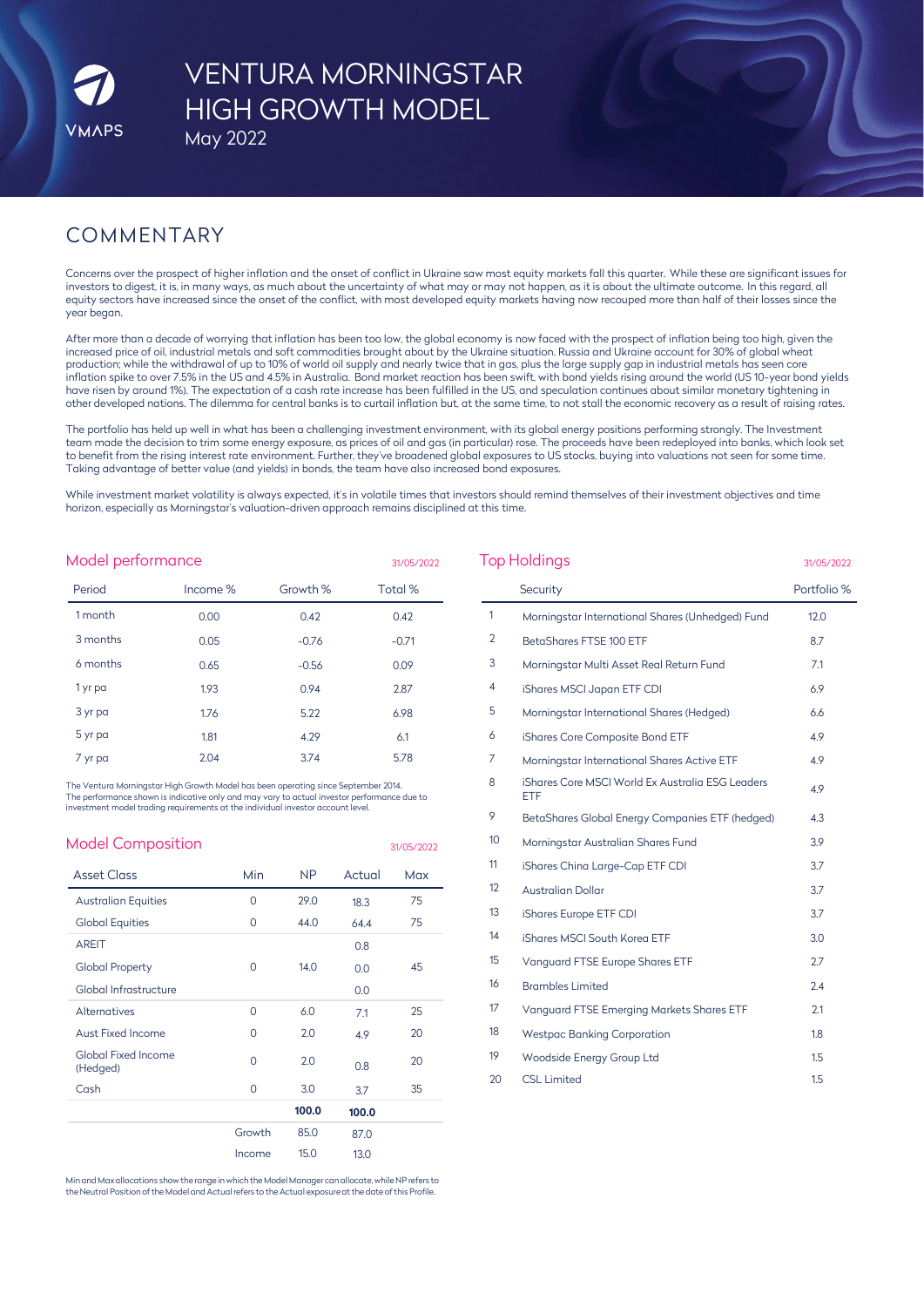VMAPS

# VENTURA MORNINGSTAR HIGH GROWTH MODEL

May 2022

## COMMENTARY

Concerns over the prospect of higher inflation and the onset of conflict in Ukraine saw most equity markets fall this quarter. While these are significant issues for investors to digest, it is, in many ways, as much about the uncertainty of what may or may not happen, as it is about the ultimate outcome. In this regard, all equity sectors have increased since the onset of the conflict, with most developed equity markets having now recouped more than half of their losses since the year began.

After more than a decade of worrying that inflation has been too low, the global economy is now faced with the prospect of inflation being too high, given the increased price of oil, industrial metals and soft commodities brought about by the Ukraine situation. Russia and Ukraine account for 30% of global wheat production; while the withdrawal of up to 10% of world oil supply and nearly twice that in gas, plus the large supply gap in industrial metals has seen core inflation spike to over 7.5% in the US and 4.5% in Australia. Bond market reaction has been swift, with bond yields rising around the world (US 10-year bond yields have risen by around 1%). The expectation of a cash rate increase has been fulfilled in the US, and speculation continues about similar monetary tightening in other developed nations. The dilemma for central banks is to curtail inflation but, at the same time, to not stall the economic recovery as a result of raising rates.

The portfolio has held up well in what has been a challenging investment environment, with its global energy positions performing strongly. The Investment team made the decision to trim some energy exposure, as prices of oil and gas (in particular) rose. The proceeds have been redeployed into banks, which look set to benefit from the rising interest rate environment. Further, they've broadened global exposures to US stocks, buying into valuations not seen for some time. Taking advantage of better value (and yields) in bonds, the team have also increased bond exposures.

While investment market volatility is always expected, it's in volatile times that investors should remind themselves of their investment objectives and time horizon, especially as Morningstar's valuation-driven approach remains disciplined at this time.

## Model performance

31/05/2022

| Period | Income % | Growth % | Total % |
|---|---|---|---|
| 1 month | 0.00 | 0.42 | 0.42 |
| 3 months | 0.05 | -0.76 | -0.71 |
| 6 months | 0.65 | -0.56 | 0.09 |
| 1 yr pa | 1.93 | 0.94 | 2.87 |
| 3 yr pa | 1.76 | 5.22 | 6.98 |
| 5 yr pa | 1.81 | 4.29 | 6.1 |
| 7 yr pa | 2.04 | 3.74 | 5.78 |

The Ventura Morningstar High Growth Model has been operating since September 2014.
The performance shown is indicative only and may vary to actual investor performance due to investment model trading requirements at the individual investor account level.

## Model Composition

31/05/2022

| Asset Class | Min | NP | Actual | Max |
|---|---|---|---|---|
| Australian Equities | 0 | 29.0 | 18.3 | 75 |
| Global Equities | 0 | 44.0 | 64.4 | 75 |
| AREIT | | | 0.8 | |
| Global Property | 0 | 14.0 | 0.0 | 45 |
| Global Infrastructure | | | 0.0 | |
| Alternatives | 0 | 6.0 | 7.1 | 25 |
| Aust Fixed Income | 0 | 2.0 | 4.9 | 20 |
| Global Fixed Income (Hedged) | 0 | 2.0 | 0.8 | 20 |
| Cash | 0 | 3.0 | 3.7 | 35 |
| | | **100.0** | **100.0** | |
| | Growth | 85.0 | 87.0 | |
| | Income | 15.0 | 13.0 | |

Min and Max allocations show the range in which the Model Manager can allocate, while NP refers to the Neutral Position of the Model and Actual refers to the Actual exposure at the date of this Profile.

## Top Holdings

31/05/2022

| | Security | Portfolio % |
|---|---|---|
| 1 | Morningstar International Shares (Unhedged) Fund | 12.0 |
| 2 | BetaShares FTSE 100 ETF | 8.7 |
| 3 | Morningstar Multi Asset Real Return Fund | 7.1 |
| 4 | iShares MSCI Japan ETF CDI | 6.9 |
| 5 | Morningstar International Shares (Hedged) | 6.6 |
| 6 | iShares Core Composite Bond ETF | 4.9 |
| 7 | Morningstar International Shares Active ETF | 4.9 |
| 8 | iShares Core MSCI World Ex Australia ESG Leaders ETF | 4.9 |
| 9 | BetaShares Global Energy Companies ETF (hedged) | 4.3 |
| 10 | Morningstar Australian Shares Fund | 3.9 |
| 11 | iShares China Large-Cap ETF CDI | 3.7 |
| 12 | Australian Dollar | 3.7 |
| 13 | iShares Europe ETF CDI | 3.7 |
| 14 | iShares MSCI South Korea ETF | 3.0 |
| 15 | Vanguard FTSE Europe Shares ETF | 2.7 |
| 16 | Brambles Limited | 2.4 |
| 17 | Vanguard FTSE Emerging Markets Shares ETF | 2.1 |
| 18 | Westpac Banking Corporation | 1.8 |
| 19 | Woodside Energy Group Ltd | 1.5 |
| 20 | CSL Limited | 1.5 |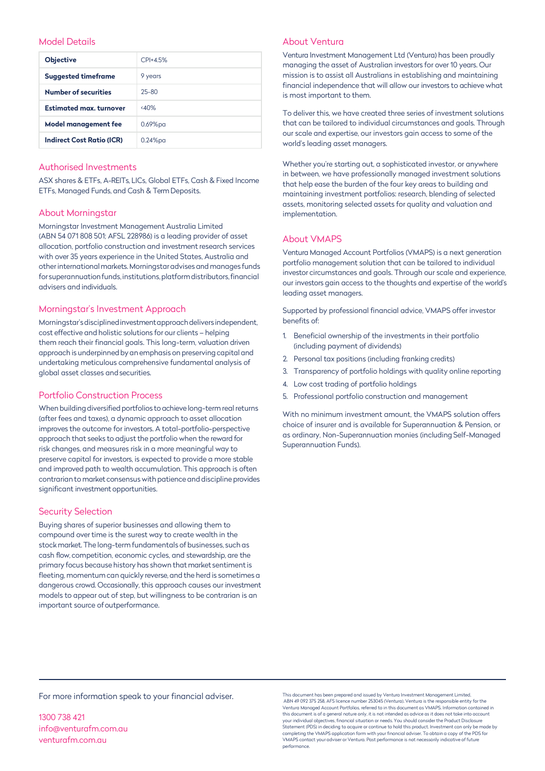## Model Details

| | |
|---|---|
| **Objective** | CPI+4.5% |
| **Suggested timeframe** | 9 years |
| **Number of securities** | 25-80 |
| **Estimated max. turnover** | <40% |
| **Model management fee** | 0.69%pa |
| **Indirect Cost Ratio (ICR)** | 0.24%pa |

## Authorised Investments

ASX shares & ETFs, A-REITs, LICs, Global ETFs, Cash & Fixed Income ETFs, Managed Funds, and Cash & Term Deposits.

## About Morningstar

Morningstar Investment Management Australia Limited (ABN 54 071 808 501; AFSL 228986) is a leading provider of asset allocation, portfolio construction and investment research services with over 35 years experience in the United States, Australia and other international markets. Morningstar advises and manages funds for superannuation funds, institutions, platform distributors, financial advisers and individuals.

## Morningstar's Investment Approach

Morningstar's disciplined investment approach delivers independent, cost effective and holistic solutions for our clients – helping them reach their financial goals. This long-term, valuation driven approach is underpinned by an emphasis on preserving capital and undertaking meticulous comprehensive fundamental analysis of global asset classes and securities.

## Portfolio Construction Process

When building diversified portfolios to achieve long-term real returns (after fees and taxes), a dynamic approach to asset allocation improves the outcome for investors. A total-portfolio-perspective approach that seeks to adjust the portfolio when the reward for risk changes, and measures risk in a more meaningful way to preserve capital for investors, is expected to provide a more stable and improved path to wealth accumulation. This approach is often contrarian to market consensus with patience and discipline provides significant investment opportunities.

## Security Selection

Buying shares of superior businesses and allowing them to compound over time is the surest way to create wealth in the stock market. The long-term fundamentals of businesses, such as cash flow, competition, economic cycles, and stewardship, are the primary focus because history has shown that market sentiment is fleeting, momentum can quickly reverse, and the herd is sometimes a dangerous crowd. Occasionally, this approach causes our investment models to appear out of step, but willingness to be contrarian is an important source of outperformance.

## About Ventura

Ventura Investment Management Ltd (Ventura) has been proudly managing the asset of Australian investors for over 10 years. Our mission is to assist all Australians in establishing and maintaining financial independence that will allow our investors to achieve what is most important to them.

To deliver this, we have created three series of investment solutions that can be tailored to individual circumstances and goals. Through our scale and expertise, our investors gain access to some of the world's leading asset managers.

Whether you're starting out, a sophisticated investor, or anywhere in between, we have professionally managed investment solutions that help ease the burden of the four key areas to building and maintaining investment portfolios: research, blending of selected assets, monitoring selected assets for quality and valuation and implementation.

## About VMAPS

Ventura Managed Account Portfolios (VMAPS) is a next generation portfolio management solution that can be tailored to individual investor circumstances and goals. Through our scale and experience, our investors gain access to the thoughts and expertise of the world's leading asset managers.

Supported by professional financial advice, VMAPS offer investor benefits of:

1. Beneficial ownership of the investments in their portfolio (including payment of dividends)
2. Personal tax positions (including franking credits)
3. Transparency of portfolio holdings with quality online reporting
4. Low cost trading of portfolio holdings
5. Professional portfolio construction and management

With no minimum investment amount, the VMAPS solution offers choice of insurer and is available for Superannuation & Pension, or as ordinary, Non-Superannuation monies (including Self-Managed Superannuation Funds).

For more information speak to your financial adviser.

1300 738 421
info@venturafm.com.au
venturafm.com.au

This document has been prepared and issued by Ventura Investment Management Limited, ABN 49 092 375 258, AFS licence number 253045 (Ventura). Ventura is the responsible entity for the Ventura Managed Account Portfolios, referred to in this document as VMAPS. Information contained in this document is of a general nature only, it is not intended as advice as it does not take into account your individual objectives, financial situation or needs. You should consider the Product Disclosure Statement (PDS) in deciding to acquire or continue to hold this product. Investment can only be made by completing the VMAPS application form with your financial adviser. To obtain a copy of the PDS for VMAPS contact your adviser or Ventura. Past performance is not necessarily indicative of future performance.